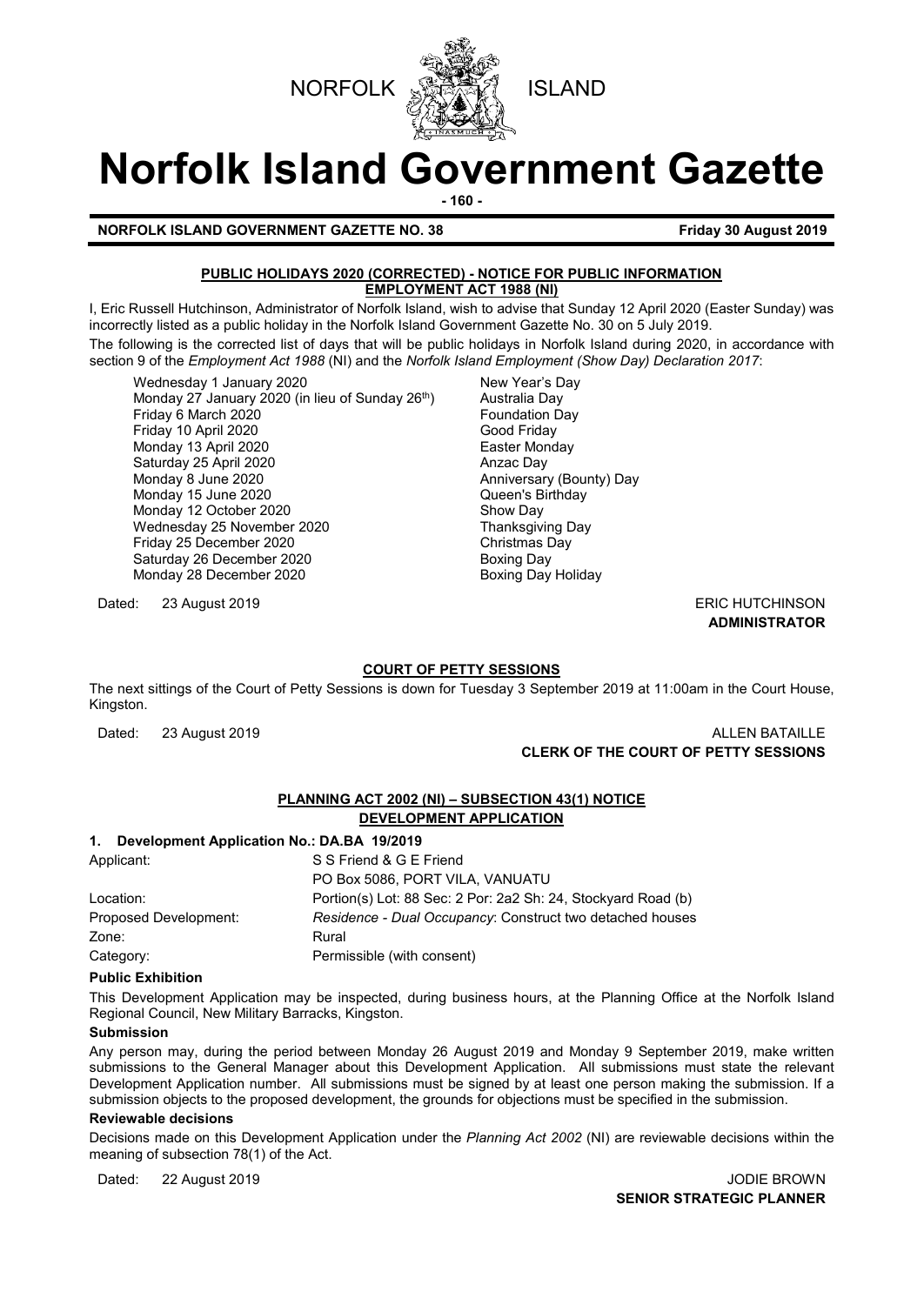NORFOLK ISLAND

# Norfolk Island Government Gazette

**NORFOLK ISLAND GOVERNMENT GAZETTE NO. 38** **Friday 30 August 2019**

## PUBLIC HOLIDAYS 2020 (CORRECTED) - NOTICE FOR PUBLIC INFORMATION
## EMPLOYMENT ACT 1988 (NI)

I, Eric Russell Hutchinson, Administrator of Norfolk Island, wish to advise that Sunday 12 April 2020 (Easter Sunday) was incorrectly listed as a public holiday in the Norfolk Island Government Gazette No. 30 on 5 July 2019.

The following is the corrected list of days that will be public holidays in Norfolk Island during 2020, in accordance with section 9 of the *Employment Act 1988* (NI) and the *Norfolk Island Employment (Show Day) Declaration 2017*:

| | |
|---|---|
| Wednesday 1 January 2020 | New Year's Day |
| Monday 27 January 2020 (in lieu of Sunday 26th) | Australia Day |
| Friday 6 March 2020 | Foundation Day |
| Friday 10 April 2020 | Good Friday |
| Monday 13 April 2020 | Easter Monday |
| Saturday 25 April 2020 | Anzac Day |
| Monday 8 June 2020 | Anniversary (Bounty) Day |
| Monday 15 June 2020 | Queen's Birthday |
| Monday 12 October 2020 | Show Day |
| Wednesday 25 November 2020 | Thanksgiving Day |
| Friday 25 December 2020 | Christmas Day |
| Saturday 26 December 2020 | Boxing Day |
| Monday 28 December 2020 | Boxing Day Holiday |

Dated: 23 August 2019

ERIC HUTCHINSON
**ADMINISTRATOR**

## COURT OF PETTY SESSIONS

The next sittings of the Court of Petty Sessions is down for Tuesday 3 September 2019 at 11:00am in the Court House, Kingston.

Dated: 23 August 2019

ALLEN BATAILLE
**CLERK OF THE COURT OF PETTY SESSIONS**

## PLANNING ACT 2002 (NI) – SUBSECTION 43(1) NOTICE
## DEVELOPMENT APPLICATION

### 1. Development Application No.: DA.BA 19/2019

| | |
|---|---|
| Applicant: | S S Friend & G E Friend<br>PO Box 5086, PORT VILA, VANUATU |
| Location: | Portion(s) Lot: 88 Sec: 2 Por: 2a2 Sh: 24, Stockyard Road (b) |
| Proposed Development: | *Residence - Dual Occupancy*: Construct two detached houses |
| Zone: | Rural |
| Category: | Permissible (with consent) |

**Public Exhibition**

This Development Application may be inspected, during business hours, at the Planning Office at the Norfolk Island Regional Council, New Military Barracks, Kingston.

**Submission**

Any person may, during the period between Monday 26 August 2019 and Monday 9 September 2019, make written submissions to the General Manager about this Development Application. All submissions must state the relevant Development Application number. All submissions must be signed by at least one person making the submission. If a submission objects to the proposed development, the grounds for objections must be specified in the submission.

**Reviewable decisions**

Decisions made on this Development Application under the *Planning Act 2002* (NI) are reviewable decisions within the meaning of subsection 78(1) of the Act.

Dated: 22 August 2019

JODIE BROWN
**SENIOR STRATEGIC PLANNER**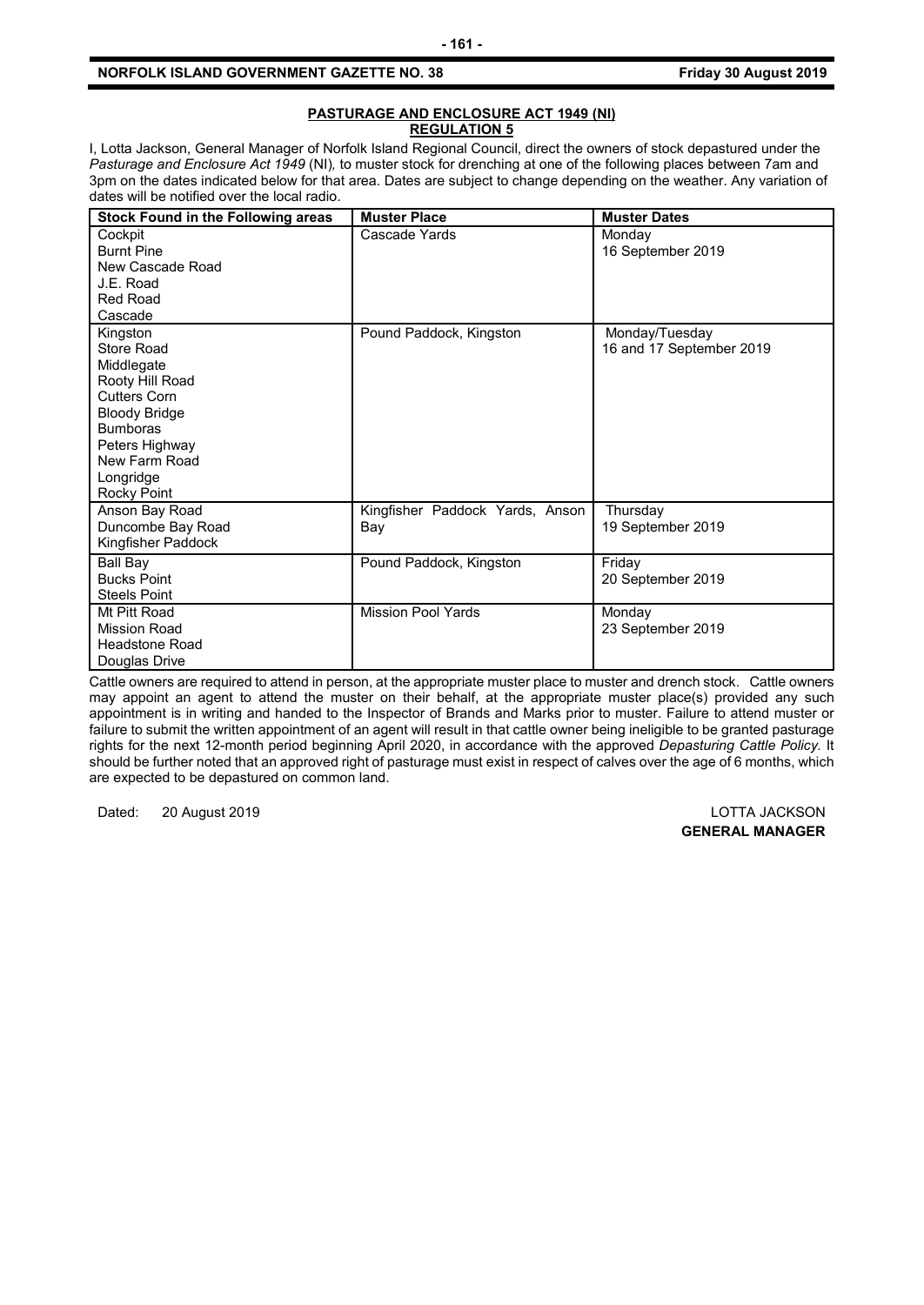## PASTURAGE AND ENCLOSURE ACT 1949 (NI)
## REGULATION 5

I, Lotta Jackson, General Manager of Norfolk Island Regional Council, direct the owners of stock depastured under the *Pasturage and Enclosure Act 1949* (NI), to muster stock for drenching at one of the following places between 7am and 3pm on the dates indicated below for that area. Dates are subject to change depending on the weather. Any variation of dates will be notified over the local radio.

| Stock Found in the Following areas | Muster Place | Muster Dates |
|---|---|---|
| Cockpit<br>Burnt Pine<br>New Cascade Road<br>J.E. Road<br>Red Road<br>Cascade | Cascade Yards | Monday<br>16 September 2019 |
| Kingston<br>Store Road<br>Middlegate<br>Rooty Hill Road<br>Cutters Corn<br>Bloody Bridge<br>Bumboras<br>Peters Highway<br>New Farm Road<br>Longridge<br>Rocky Point | Pound Paddock, Kingston | Monday/Tuesday<br>16 and 17 September 2019 |
| Anson Bay Road<br>Duncombe Bay Road<br>Kingfisher Paddock | Kingfisher Paddock Yards, Anson Bay | Thursday<br>19 September 2019 |
| Ball Bay<br>Bucks Point<br>Steels Point | Pound Paddock, Kingston | Friday<br>20 September 2019 |
| Mt Pitt Road<br>Mission Road<br>Headstone Road<br>Douglas Drive | Mission Pool Yards | Monday<br>23 September 2019 |

Cattle owners are required to attend in person, at the appropriate muster place to muster and drench stock. Cattle owners may appoint an agent to attend the muster on their behalf, at the appropriate muster place(s) provided any such appointment is in writing and handed to the Inspector of Brands and Marks prior to muster. Failure to attend muster or failure to submit the written appointment of an agent will result in that cattle owner being ineligible to be granted pasturage rights for the next 12-month period beginning April 2020, in accordance with the approved *Depasturing Cattle Policy.* It should be further noted that an approved right of pasturage must exist in respect of calves over the age of 6 months, which are expected to be depastured on common land.

Dated: 20 August 2019

LOTTA JACKSON
**GENERAL MANAGER**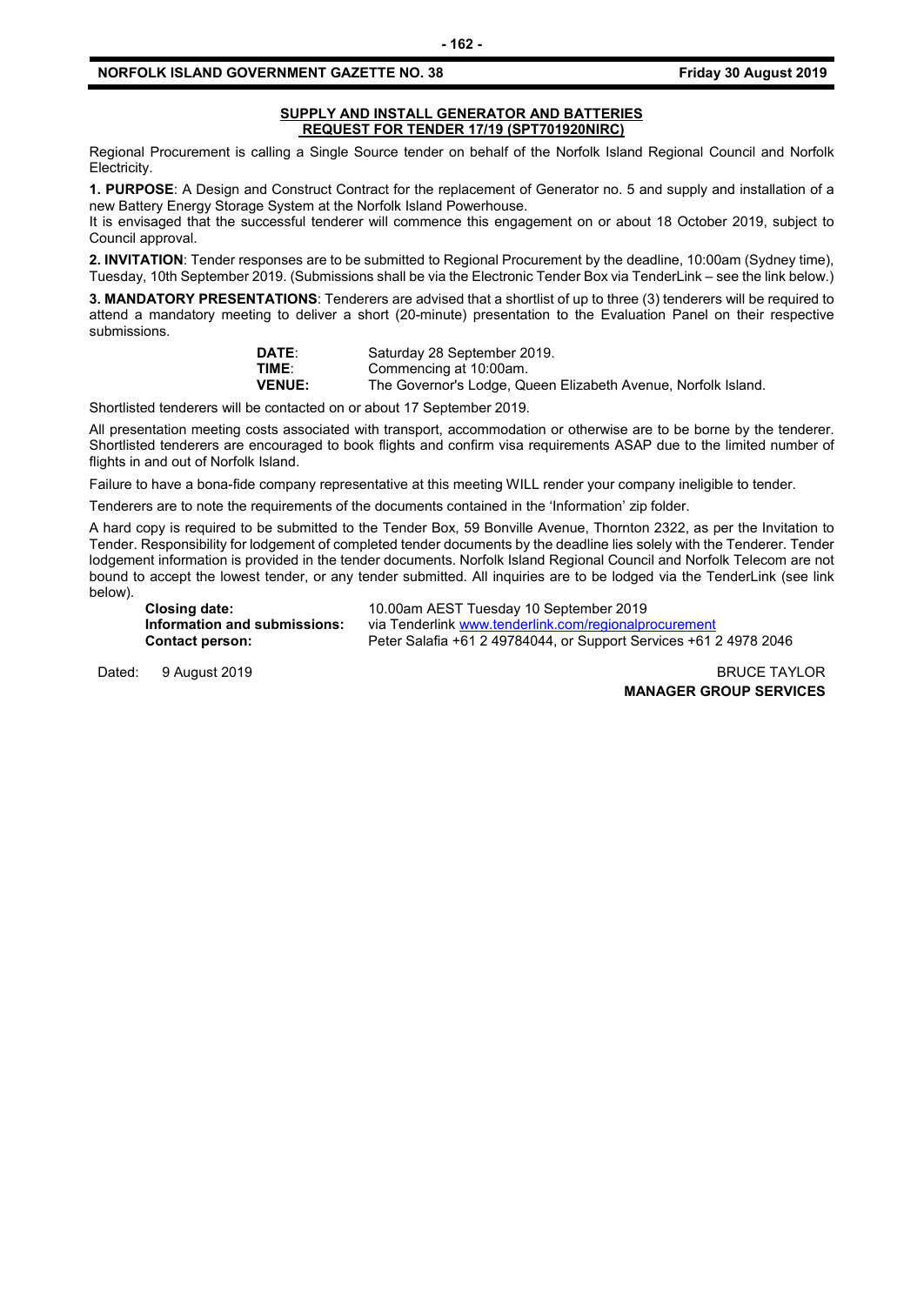## SUPPLY AND INSTALL GENERATOR AND BATTERIES REQUEST FOR TENDER 17/19 (SPT701920NIRC)

Regional Procurement is calling a Single Source tender on behalf of the Norfolk Island Regional Council and Norfolk Electricity.

**1. PURPOSE**: A Design and Construct Contract for the replacement of Generator no. 5 and supply and installation of a new Battery Energy Storage System at the Norfolk Island Powerhouse.

It is envisaged that the successful tenderer will commence this engagement on or about 18 October 2019, subject to Council approval.

**2. INVITATION**: Tender responses are to be submitted to Regional Procurement by the deadline, 10:00am (Sydney time), Tuesday, 10th September 2019. (Submissions shall be via the Electronic Tender Box via TenderLink – see the link below.)

**3. MANDATORY PRESENTATIONS**: Tenderers are advised that a shortlist of up to three (3) tenderers will be required to attend a mandatory meeting to deliver a short (20-minute) presentation to the Evaluation Panel on their respective submissions.

| | |
|---|---|
| **DATE**: | Saturday 28 September 2019. |
| **TIME**: | Commencing at 10:00am. |
| **VENUE:** | The Governor's Lodge, Queen Elizabeth Avenue, Norfolk Island. |

Shortlisted tenderers will be contacted on or about 17 September 2019.

All presentation meeting costs associated with transport, accommodation or otherwise are to be borne by the tenderer. Shortlisted tenderers are encouraged to book flights and confirm visa requirements ASAP due to the limited number of flights in and out of Norfolk Island.

Failure to have a bona-fide company representative at this meeting WILL render your company ineligible to tender.

Tenderers are to note the requirements of the documents contained in the 'Information' zip folder.

A hard copy is required to be submitted to the Tender Box, 59 Bonville Avenue, Thornton 2322, as per the Invitation to Tender. Responsibility for lodgement of completed tender documents by the deadline lies solely with the Tenderer. Tender lodgement information is provided in the tender documents. Norfolk Island Regional Council and Norfolk Telecom are not bound to accept the lowest tender, or any tender submitted. All inquiries are to be lodged via the TenderLink (see link below).

| | |
|---|---|
| **Closing date:** | 10.00am AEST Tuesday 10 September 2019 |
| **Information and submissions:** | via Tenderlink www.tenderlink.com/regionalprocurement |
| **Contact person:** | Peter Salafia +61 2 49784044, or Support Services +61 2 4978 2046 |

Dated: 9 August 2019

BRUCE TAYLOR
**MANAGER GROUP SERVICES**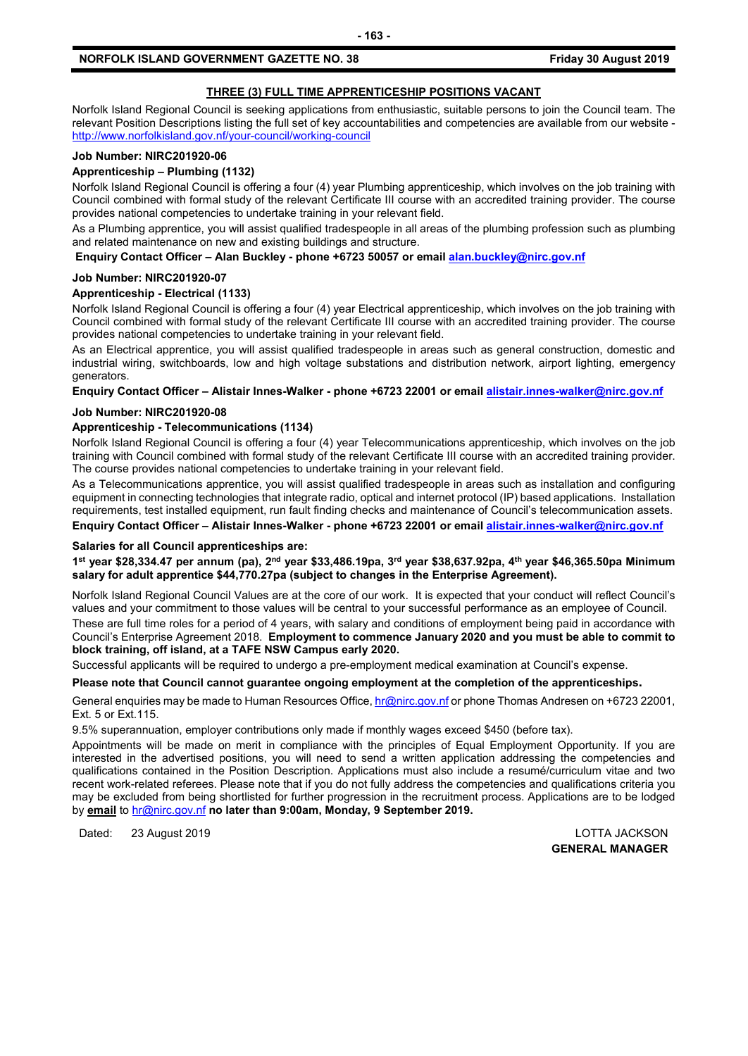## THREE (3) FULL TIME APPRENTICESHIP POSITIONS VACANT

Norfolk Island Regional Council is seeking applications from enthusiastic, suitable persons to join the Council team. The relevant Position Descriptions listing the full set of key accountabilities and competencies are available from our website - http://www.norfolkisland.gov.nf/your-council/working-council

**Job Number: NIRC201920-06**

**Apprenticeship – Plumbing (1132)**

Norfolk Island Regional Council is offering a four (4) year Plumbing apprenticeship, which involves on the job training with Council combined with formal study of the relevant Certificate III course with an accredited training provider. The course provides national competencies to undertake training in your relevant field.

As a Plumbing apprentice, you will assist qualified tradespeople in all areas of the plumbing profession such as plumbing and related maintenance on new and existing buildings and structure.

**Enquiry Contact Officer – Alan Buckley - phone +6723 50057 or email alan.buckley@nirc.gov.nf**

**Job Number: NIRC201920-07**

**Apprenticeship - Electrical (1133)**

Norfolk Island Regional Council is offering a four (4) year Electrical apprenticeship, which involves on the job training with Council combined with formal study of the relevant Certificate III course with an accredited training provider. The course provides national competencies to undertake training in your relevant field.

As an Electrical apprentice, you will assist qualified tradespeople in areas such as general construction, domestic and industrial wiring, switchboards, low and high voltage substations and distribution network, airport lighting, emergency generators.

**Enquiry Contact Officer – Alistair Innes-Walker - phone +6723 22001 or email alistair.innes-walker@nirc.gov.nf**

**Job Number: NIRC201920-08**

**Apprenticeship - Telecommunications (1134)**

Norfolk Island Regional Council is offering a four (4) year Telecommunications apprenticeship, which involves on the job training with Council combined with formal study of the relevant Certificate III course with an accredited training provider. The course provides national competencies to undertake training in your relevant field.

As a Telecommunications apprentice, you will assist qualified tradespeople in areas such as installation and configuring equipment in connecting technologies that integrate radio, optical and internet protocol (IP) based applications. Installation requirements, test installed equipment, run fault finding checks and maintenance of Council's telecommunication assets.

**Enquiry Contact Officer – Alistair Innes-Walker - phone +6723 22001 or email alistair.innes-walker@nirc.gov.nf**

**Salaries for all Council apprenticeships are:**

**1st year $28,334.47 per annum (pa), 2nd year $33,486.19pa, 3rd year $38,637.92pa, 4th year $46,365.50pa Minimum salary for adult apprentice $44,770.27pa (subject to changes in the Enterprise Agreement).**

Norfolk Island Regional Council Values are at the core of our work. It is expected that your conduct will reflect Council's values and your commitment to those values will be central to your successful performance as an employee of Council.

These are full time roles for a period of 4 years, with salary and conditions of employment being paid in accordance with Council's Enterprise Agreement 2018. **Employment to commence January 2020 and you must be able to commit to block training, off island, at a TAFE NSW Campus early 2020.**

Successful applicants will be required to undergo a pre-employment medical examination at Council's expense.

**Please note that Council cannot guarantee ongoing employment at the completion of the apprenticeships.**

General enquiries may be made to Human Resources Office, hr@nirc.gov.nf or phone Thomas Andresen on +6723 22001, Ext. 5 or Ext.115.

9.5% superannuation, employer contributions only made if monthly wages exceed $450 (before tax).

Appointments will be made on merit in compliance with the principles of Equal Employment Opportunity. If you are interested in the advertised positions, you will need to send a written application addressing the competencies and qualifications contained in the Position Description. Applications must also include a resumé/curriculum vitae and two recent work-related referees. Please note that if you do not fully address the competencies and qualifications criteria you may be excluded from being shortlisted for further progression in the recruitment process. Applications are to be lodged by **email** to hr@nirc.gov.nf **no later than 9:00am, Monday, 9 September 2019.**

Dated: 23 August 2019

LOTTA JACKSON
**GENERAL MANAGER**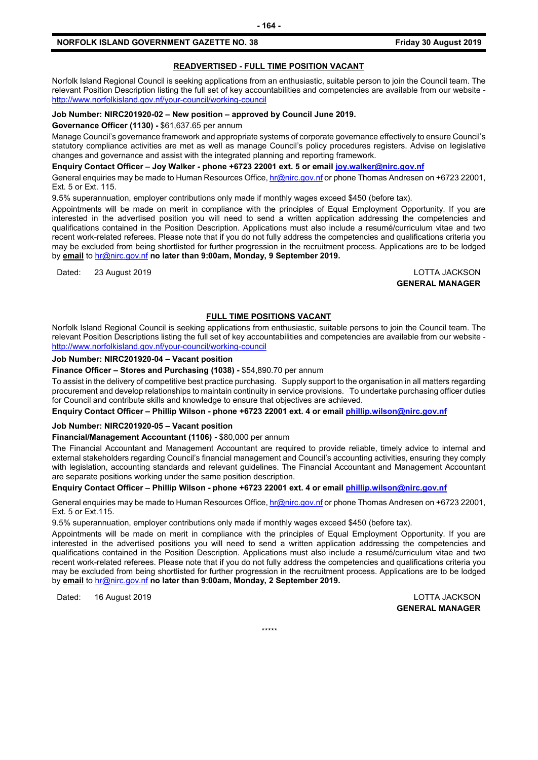## READVERTISED - FULL TIME POSITION VACANT

Norfolk Island Regional Council is seeking applications from an enthusiastic, suitable person to join the Council team. The relevant Position Description listing the full set of key accountabilities and competencies are available from our website - http://www.norfolkisland.gov.nf/your-council/working-council

**Job Number: NIRC201920-02 – New position – approved by Council June 2019.**

**Governance Officer (1130) -** $61,637.65 per annum

Manage Council's governance framework and appropriate systems of corporate governance effectively to ensure Council's statutory compliance activities are met as well as manage Council's policy procedures registers. Advise on legislative changes and governance and assist with the integrated planning and reporting framework.

**Enquiry Contact Officer – Joy Walker - phone +6723 22001 ext. 5 or email joy.walker@nirc.gov.nf**

General enquiries may be made to Human Resources Office, hr@nirc.gov.nf or phone Thomas Andresen on +6723 22001, Ext. 5 or Ext. 115.

9.5% superannuation, employer contributions only made if monthly wages exceed $450 (before tax).

Appointments will be made on merit in compliance with the principles of Equal Employment Opportunity. If you are interested in the advertised position you will need to send a written application addressing the competencies and qualifications contained in the Position Description. Applications must also include a resumé/curriculum vitae and two recent work-related referees. Please note that if you do not fully address the competencies and qualifications criteria you may be excluded from being shortlisted for further progression in the recruitment process. Applications are to be lodged by **email** to hr@nirc.gov.nf **no later than 9:00am, Monday, 9 September 2019.**

Dated: 23 August 2019

LOTTA JACKSON
**GENERAL MANAGER**

## FULL TIME POSITIONS VACANT

Norfolk Island Regional Council is seeking applications from enthusiastic, suitable persons to join the Council team. The relevant Position Descriptions listing the full set of key accountabilities and competencies are available from our website - http://www.norfolkisland.gov.nf/your-council/working-council

**Job Number: NIRC201920-04 – Vacant position**

**Finance Officer – Stores and Purchasing (1038) -** $54,890.70 per annum

To assist in the delivery of competitive best practice purchasing. Supply support to the organisation in all matters regarding procurement and develop relationships to maintain continuity in service provisions. To undertake purchasing officer duties for Council and contribute skills and knowledge to ensure that objectives are achieved.

**Enquiry Contact Officer – Phillip Wilson - phone +6723 22001 ext. 4 or email phillip.wilson@nirc.gov.nf**

**Job Number: NIRC201920-05 – Vacant position**

**Financial/Management Accountant (1106) -** $80,000 per annum

The Financial Accountant and Management Accountant are required to provide reliable, timely advice to internal and external stakeholders regarding Council's financial management and Council's accounting activities, ensuring they comply with legislation, accounting standards and relevant guidelines. The Financial Accountant and Management Accountant are separate positions working under the same position description.

**Enquiry Contact Officer – Phillip Wilson - phone +6723 22001 ext. 4 or email phillip.wilson@nirc.gov.nf**

General enquiries may be made to Human Resources Office, hr@nirc.gov.nf or phone Thomas Andresen on +6723 22001, Ext. 5 or Ext.115.

9.5% superannuation, employer contributions only made if monthly wages exceed $450 (before tax).

Appointments will be made on merit in compliance with the principles of Equal Employment Opportunity. If you are interested in the advertised positions you will need to send a written application addressing the competencies and qualifications contained in the Position Description. Applications must also include a resumé/curriculum vitae and two recent work-related referees. Please note that if you do not fully address the competencies and qualifications criteria you may be excluded from being shortlisted for further progression in the recruitment process. Applications are to be lodged by **email** to hr@nirc.gov.nf **no later than 9:00am, Monday, 2 September 2019.**

Dated: 16 August 2019

LOTTA JACKSON
**GENERAL MANAGER**

*****